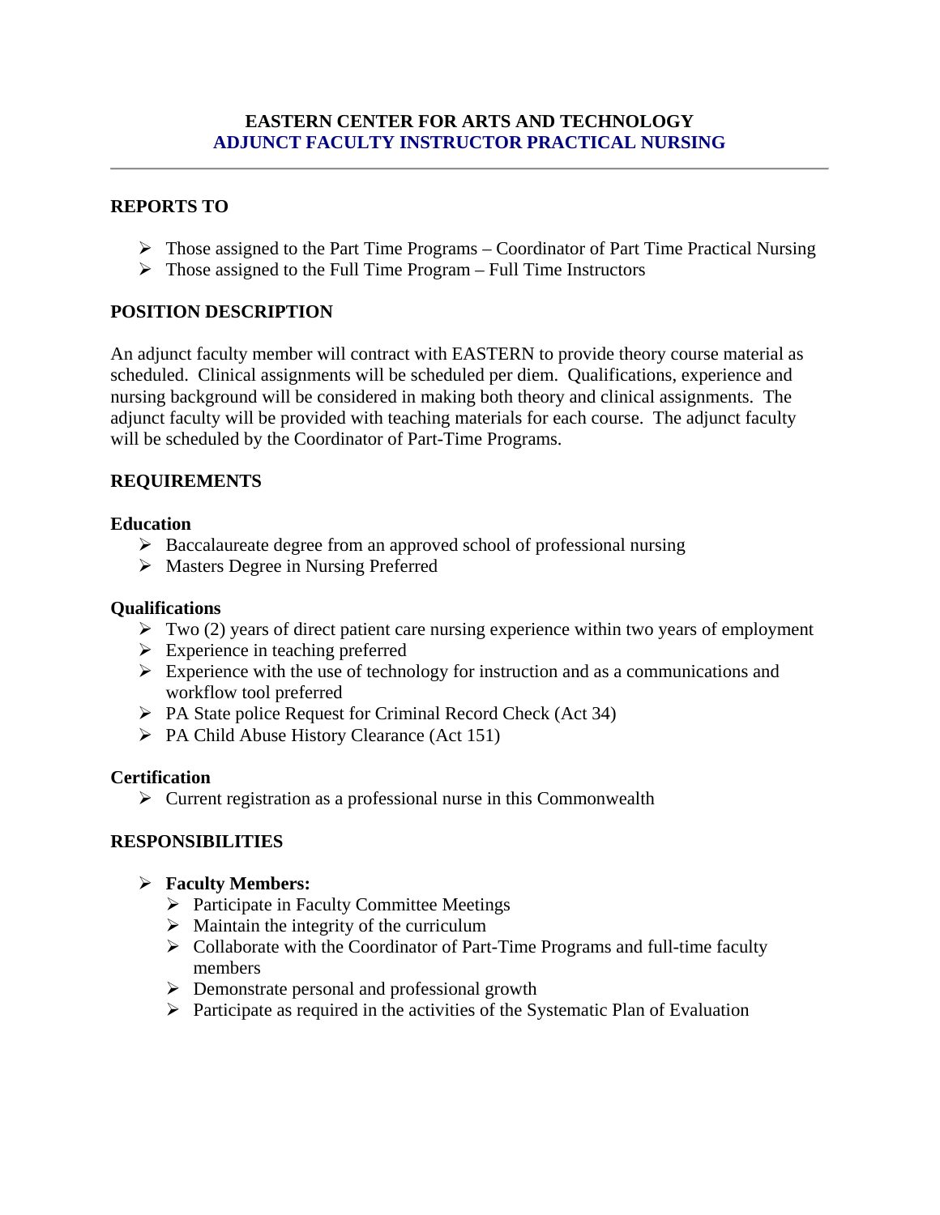# EASTERN CENTER FOR ARTS AND TECHNOLOGY
## ADJUNCT FACULTY INSTRUCTOR PRACTICAL NURSING

---

**REPORTS TO**

- Those assigned to the Part Time Programs – Coordinator of Part Time Practical Nursing
- Those assigned to the Full Time Program – Full Time Instructors

**POSITION DESCRIPTION**

An adjunct faculty member will contract with EASTERN to provide theory course material as scheduled. Clinical assignments will be scheduled per diem. Qualifications, experience and nursing background will be considered in making both theory and clinical assignments. The adjunct faculty will be provided with teaching materials for each course. The adjunct faculty will be scheduled by the Coordinator of Part-Time Programs.

**REQUIREMENTS**

**Education**

- Baccalaureate degree from an approved school of professional nursing
- Masters Degree in Nursing Preferred

**Qualifications**

- Two (2) years of direct patient care nursing experience within two years of employment
- Experience in teaching preferred
- Experience with the use of technology for instruction and as a communications and workflow tool preferred
- PA State police Request for Criminal Record Check (Act 34)
- PA Child Abuse History Clearance (Act 151)

**Certification**

- Current registration as a professional nurse in this Commonwealth

**RESPONSIBILITIES**

- **Faculty Members:**
  - Participate in Faculty Committee Meetings
  - Maintain the integrity of the curriculum
  - Collaborate with the Coordinator of Part-Time Programs and full-time faculty members
  - Demonstrate personal and professional growth
  - Participate as required in the activities of the Systematic Plan of Evaluation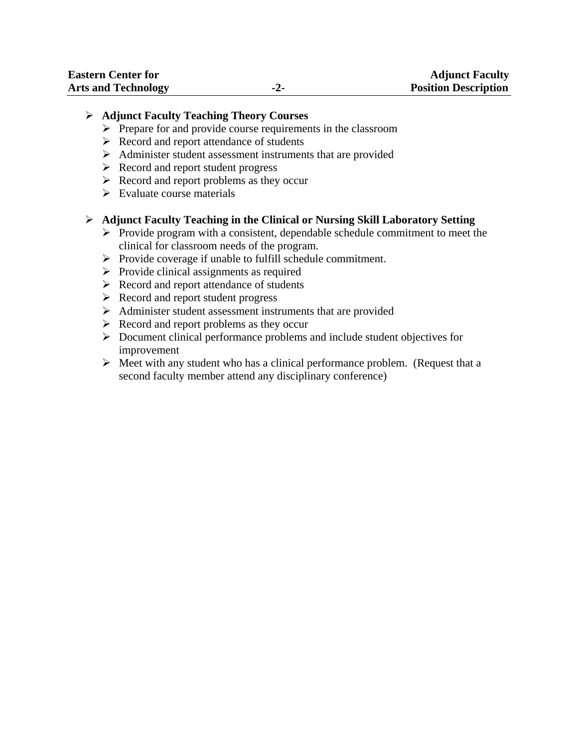- **Adjunct Faculty Teaching Theory Courses**
  - Prepare for and provide course requirements in the classroom
  - Record and report attendance of students
  - Administer student assessment instruments that are provided
  - Record and report student progress
  - Record and report problems as they occur
  - Evaluate course materials

- **Adjunct Faculty Teaching in the Clinical or Nursing Skill Laboratory Setting**
  - Provide program with a consistent, dependable schedule commitment to meet the clinical for classroom needs of the program.
  - Provide coverage if unable to fulfill schedule commitment.
  - Provide clinical assignments as required
  - Record and report attendance of students
  - Record and report student progress
  - Administer student assessment instruments that are provided
  - Record and report problems as they occur
  - Document clinical performance problems and include student objectives for improvement
  - Meet with any student who has a clinical performance problem. (Request that a second faculty member attend any disciplinary conference)